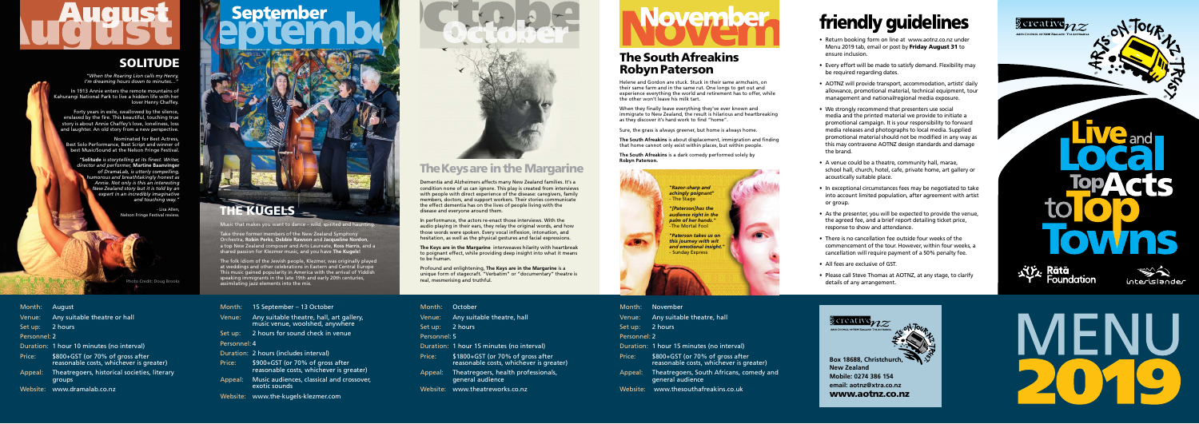# August

## SOLITUDE

*"When the Roaring Lion calls my Henry, I'm dreaming hours down to minutes..."*

In 1913 Annie enters the remote mountains of Kahurangi National Park to live a hidden life with her lover Henry Chaffey.

Forty years in exile, swallowed by the silence, enslaved by the fire. This beautiful, touching true story is about Annie Chaffey's love, loneliness, loss and laughter. An old story from a new perspective.

Nominated for Best Actress, Best Solo Performance, Best Script and winner of best Music/Sound at the Nelson Fringe Festival.

*"Solitude is storytelling at its finest. Writer, director and performer, Martine Baanvinger of DramaLab, is utterly compelling, humorous and breathtakingly honest as Annie. Not only is this an interesting New Zealand story but it is told by an expert in an incredibly imaginative and touching way."*

- Lisa Allen, Nelson Fringe Festival review.

Photo Credit: Doug Brooks

| | |
|---|---|
| Month: | August |
| Venue: | Any suitable theatre or hall |
| Set up: | 2 hours |
| Personnel: | 2 |
| Duration: | 1 hour 10 minutes (no interval) |
| Price: | $800+GST (or 70% of gross after reasonable costs, whichever is greater) |
| Appeal: | Theatregoers, historical societies, literary groups |
| Website: | www.dramalab.co.nz |

# September

## THE KUGELS

Music that makes you want to dance – wild, spirited and haunting.

Take three former members of the New Zealand Symphony Orchestra, **Robin Perks**, **Debbie Rawson** and **Jacqueline Nordon**, a top New Zealand composer and Arts Laureate, **Ross Harris**, and a shared passion for Klezmer music, and you have **The Kugels**!

The folk idiom of the Jewish people, Klezmer, was originally played at weddings and other celebrations in Eastern and Central Europe. This music gained popularity in America with the arrival of Yiddish speaking immigrants in the late 19th and early 20th centuries, assimilating jazz elements into the mix.

| | |
|---|---|
| Month: | 15 September – 13 October |
| Venue: | Any suitable theatre, hall, art gallery, music venue, woolshed, anywhere |
| Set up: | 2 hours for sound check in venue |
| Personnel: | 4 |
| Duration: | 2 hours (includes interval) |
| Price: | $900+GST (or 70% of gross after reasonable costs, whichever is greater) |
| Appeal: | Music audiences, classical and crossover, exotic sounds |
| Website: | www.the-kugels-klezmer.com |

# October

## The Keys are in the Margarine

Dementia and Alzheimers affects many New Zealand families. It's a condition none of us can ignore. This play is created from interviews with people with direct experience of the disease: caregivers, family members, doctors, and support workers. Their stories communicate the effect dementia has on the lives of people living with the disease and everyone around them.

In performance, the actors re-enact those interviews. With the audio playing in their ears, they relay the original words, and how those words were spoken. Every vocal inflexion, intonation, and hesitation, as well as the physical gestures and facial expressions.

**The Keys are in the Margarine** interweaves hilarity with heartbreak to poignant effect, while providing deep insight into what it means to be human.

Profound and enlightening, **The Keys are in the Margarine** is a unique form of stagecraft. "Verbatim" or "documentary" theatre is real, mesmerising and truthful.

| | |
|---|---|
| Month: | October |
| Venue: | Any suitable theatre, hall |
| Set up: | 2 hours |
| Personnel: | 5 |
| Duration: | 1 hour 15 minutes (no interval) |
| Price: | $1800+GST (or 70% of gross after reasonable costs, whichever is greater) |
| Appeal: | Theatregoers, health professionals, general audience |
| Website: | www.theatreworks.co.nz |

# November

## The South Afreakins Robyn Paterson

Helene and Gordon are stuck. Stuck in their same armchairs, on their same farm and in the same rut. One longs to get out and experience everything the world and retirement has to offer, while the other won't leave his milk tart.

When they finally leave everything they've ever known and immigrate to New Zealand, the result is hilarious and heartbreaking as they discover it's hard work to find "home".

Sure, the grass is always greener, but home is always home.

**The South Afreakins** is about displacement, immigration and finding that home cannot only exist within places, but within people.

**The South Afreakins** is a dark comedy performed solely by **Robyn Paterson.**

*"Razor-sharp and achingly poignant"* - The Stage

*"[Paterson] has the audience right in the palm of her hands."* -The Mortal Fool

*"Paterson takes us on this journey with wit and emotional insight."* - Sunday Express

| | |
|---|---|
| Month: | November |
| Venue: | Any suitable theatre, hall |
| Set up: | 2 hours |
| Personnel: | 2 |
| Duration: | 1 hour 15 minutes (no interval) |
| Price: | $800+GST (or 70% of gross after reasonable costs, whichever is greater) |
| Appeal: | Theatregoers, South Africans, comedy and general audience |
| Website: | www.thesouthafreakins.co.uk |

# friendly guidelines

- Return booking form on line at www.aotnz.co.nz under Menu 2019 tab, email or post by **Friday August 31** to ensure inclusion.
- Every effort will be made to satisfy demand. Flexibility may be required regarding dates.
- AOTNZ will provide transport, accommodation, artists' daily allowance, promotional material, technical equipment, tour management and national/regional media exposure.
- We strongly recommend that presenters use social media and the printed material we provide to initiate a promotional campaign. It is your responsibility to forward media releases and photographs to local media. Supplied promotional material should not be modified in any way as this may contravene AOTNZ design standards and damage the brand.
- A venue could be a theatre, community hall, marae, school hall, church, hotel, cafe, private home, art gallery or acoustically suitable place.
- In exceptional circumstances fees may be negotiated to take into account limited population, after agreement with artist or group.
- As the presenter, you will be expected to provide the venue, the agreed fee, and a brief report detailing ticket price, response to show and attendance.
- There is no cancellation fee outside four weeks of the commencement of the tour. However, within four weeks, a cancellation will require payment of a 50% penalty fee.
- All fees are exclusive of GST.
- Please call Steve Thomas at AOTNZ, at any stage, to clarify details of any arrangement.

Box 18688, Christchurch, New Zealand
Mobile: 0274 386 154
email: aotnz@xtra.co.nz
**www.aotnz.co.nz**

creative nz — Arts Council of New Zealand Toi Aotearoa

Arts on Tour NZ Trust

Live and Local Top Acts to Top Towns

Rātā Foundation

interislander

# MENU 2019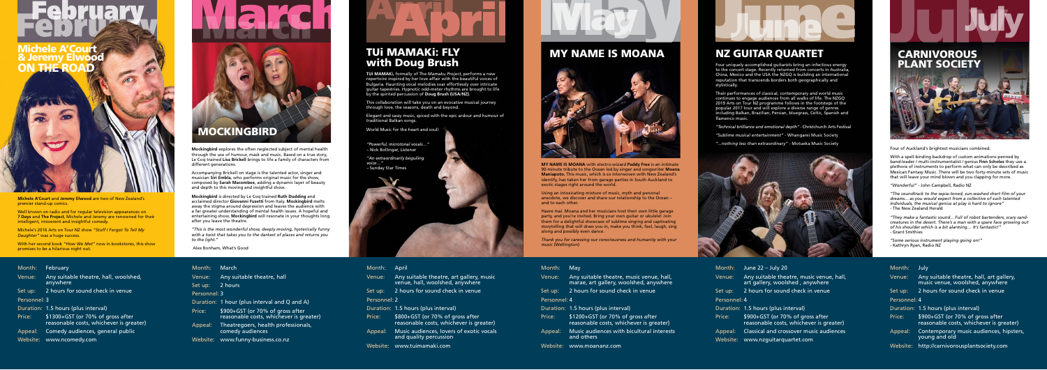# February

## Michele A'Court & Jeremy Elwood ON THE ROAD

**Michele A'Court** and **Jeremy Elwood** are two of New Zealand's premier stand-up comics.

Well known on radio and for regular television appearances on **7 Days** and **The Project**, Michele and Jeremy are renowned for their intelligent, irreverent and insightful comedy.

Michele's 2016 Arts on Tour NZ show *"Stuff I Forgot To Tell My Daughter"* was a huge success.

With her second book *"How We Met"* now in bookstores, this show promises to be a hilarious night out.

| | |
|---|---|
| Month: | February |
| Venue: | Any suitable theatre, hall, woolshed, anywhere |
| Set up: | 2 hours for sound check in venue |
| Personnel: | 3 |
| Duration: | 1.5 hours (plus interval) |
| Price: | $1300+GST (or 70% of gross after reasonable costs, whichever is greater) |
| Appeal: | Comedy audiences, general public |
| Website: | www.ncomedy.com |

# March

## MOCKINGBIRD

**Mockingbird** explores the often neglected subject of mental health through the use of humour, mask and music. Based on a true story, Le Coq trained **Lisa Brickell** brings to life a family of characters from different generations.

Accompanying Brickell on stage is the talented actor, singer and musician **Siri Embla**, who performs original music for the show, composed by **Sarah Macombee**, adding a dynamic layer of beauty and depth to this moving and insightful show.

**Mockingbird** is directed by Le Coq trained **Ruth Dudding** and acclaimed director **Giovanni Fusetti** from Italy. **Mockingbird** melts away the stigma around depression and leaves the audience with a far greater understanding of mental health issues. A hopeful and entertaining show, **Mockingbird** will resonate in your thoughts long after you leave the theatre.

*"This is the most wonderful show, deeply moving, hysterically funny with a twist that takes you to the darkest of places and returns you to the light."*

Alex Bonham, What's Good

| | |
|---|---|
| Month: | March |
| Venue: | Any suitable theatre, hall |
| Set up: | 2 hours |
| Personnel: | 3 |
| Duration: | 1 hour (plus interval and Q and A) |
| Price: | $900+GST (or 70% of gross after reasonable costs, whichever is greater) |
| Appeal: | Theatregoers, health professionals, comedy audiences |
| Website: | www.funny-business.co.nz |

# April

## TUi MAMAKi: FLY with Doug Brush

**TUi MAMAKi**, formerly of *The Mamaku Project*, performs a new repertoire inspired by her love affair with the beautiful voices of Bulgaria. Haunting vocal melodies soar effortlessly over intricate guitar tapestries. Hypnotic odd-meter rhythms are brought to life by the spirited percussion of **Doug Brush (USA/NZ)**.

This collaboration will take you on an evocative musical journey through love, the seasons, death and beyond.

Elegant and sassy music, spiced with the epic ardour and humour of traditional Balkan songs.

World Music for the heart and soul!

*"Powerful, microtonal vocals…"* – Nick Bollinger, Listener

*"An extraordinarily beguiling voice…"* – Sunday Star Times

| | |
|---|---|
| Month: | April |
| Venue: | Any suitable theatre, art gallery, music venue, hall, woolshed, anywhere |
| Set up: | 2 hours for sound check in venue |
| Personnel: | 2 |
| Duration: | 1.5 hours (plus interval) |
| Price: | $800+GST (or 70% of gross after reasonable costs, whichever is greater) |
| Appeal: | Music audiences, lovers of exotic vocals and quality percussion |
| Website: | www.tuimamaki.com |

# May

## MY NAME IS MOANA

**MY NAME IS MOANA** with electro-wizard **Paddy Free** is an intimate 90-minute tribute to the Ocean led by singer and songwriter **Moana Maniapoto.** This music, which is so interwoven with New Zealand's identify, has taken her from garage parties in South Auckland to exotic stages right around the world.

Using an intoxicating mixture of music, myth and personal anecdote, we discover and share our relationship to the Ocean – and to each other.

Haere mai. Moana and her musicians host their own little garage party, and you're invited. Bring your own guitar or ukulele! Join them for a delightful showcase of sublime singing and captivating storytelling that will draw you in, make you think, feel, laugh, sing along and possibly even dance.

*Thank you for caressing our consciousness and humanity with your music* (Wellington)

| | |
|---|---|
| Month: | May |
| Venue: | Any suitable theatre, music venue, hall, marae, art gallery, woolshed, anywhere |
| Set up: | 2 hours for sound check in venue |
| Personnel: | 4 |
| Duration: | 1.5 hours (plus interval) |
| Price: | $1200+GST (or 70% of gross after reasonable costs, whichever is greater) |
| Appeal: | Music audiences with bicultural interests and others |
| Website: | www.moananz.com |

# June

## NZ GUITAR QUARTET

Four uniquely accomplished guitarists bring an infectious energy to the concert stage. Recently returned from concerts in Australia, China, Mexico and the USA the NZGQ is building an international reputation that transcends borders both geographically and stylistically.

Their performances of classical, contemporary and world music continues to engage audiences from all walks of life. The NZGQ 2019 Arts on Tour NZ programme follows in the footsteps of the popular 2017 tour and will explore a diverse range of genres including Balkan, Brazilian, Peruvian, bluegrass, Celtic, Spanish and flamenco music.

*"Technical brilliance and emotional depth"* - Christchurch Arts Festival

*"Sublime musical entertainment"* - Whangarei Music Society

*"…nothing less than extraordinary"* - Motueka Music Society

| | |
|---|---|
| Month: | June 22 – July 20 |
| Venue: | Any suitable theatre, music venue, hall, art gallery, woolshed , anywhere |
| Set up: | 2 hours for sound check in venue |
| Personnel: | 4 |
| Duration: | 1.5 hours (plus interval) |
| Price: | $900+GST (or 70% of gross after reasonable costs, whichever is greater) |
| Appeal: | Classical and crossover music audiences |
| Website: | www.nzguitarquartet.com |

# July

## CARNIVOROUS PLANT SOCIETY

Four of Auckland's brightest musicians combined.

With a spell-binding backdrop of custom animations penned by band-leader / multi-instrumentalist / genius **Finn Scholes** they use a plethora of instruments to perform what can only be described as Mexican Fantasy Music. There will be two forty-minute sets of music that will leave your mind blown and you clapping for more.

*"Wonderful"* - John Campbell, Radio NZ

*"The soundtrack to the sepia-toned, sun-washed short film of your dreams… as you would expect from a collective of such talented individuals, the musical genius at play is hard to ignore"* - The New Zealand Herald

*"They make a fantastic sound… Full of robot bartenders, scary sand-creatures in the desert. There's a man with a spare face growing out of his shoulder which is a bit alarming… It's fantastic!"* - Grant Smithies

*"Some serious instrument playing going on!"* - Kathryn Ryan, Radio NZ

| | |
|---|---|
| Month: | July |
| Venue: | Any suitable theatre, hall, art gallery, music venue, woolshed, anywhere |
| Set up: | 2 hours for sound check in venue |
| Personnel: | 4 |
| Duration: | 1.5 hours (plus interval) |
| Price: | $900+GST (or 70% of gross after reasonable costs, whichever is greater) |
| Appeal: | Contemporary music audiences, hipsters, young and old |
| Website: | http://carnivorousplantsociety.com |